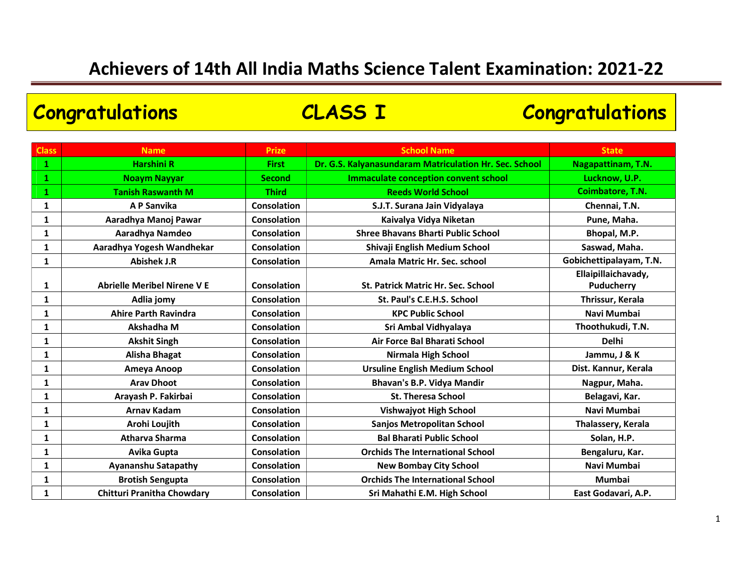# Achievers of 14th All India Maths Science Talent Examination: 2021-22

## Congratulations CLASS I Congratulations

| Class | Name | Prize | School Name | State |
|---|---|---|---|---|
| 1 | Harshini R | First | Dr. G.S. Kalyanasundaram Matriculation Hr. Sec. School | Nagapattinam, T.N. |
| 1 | Noaym Nayyar | Second | Immaculate conception convent school | Lucknow, U.P. |
| 1 | Tanish Raswanth M | Third | Reeds World School | Coimbatore, T.N. |
| 1 | A P Sanvika | Consolation | S.J.T. Surana Jain Vidyalaya | Chennai, T.N. |
| 1 | Aaradhya Manoj Pawar | Consolation | Kaivalya Vidya Niketan | Pune, Maha. |
| 1 | Aaradhya Namdeo | Consolation | Shree Bhavans Bharti Public School | Bhopal, M.P. |
| 1 | Aaradhya Yogesh Wandhekar | Consolation | Shivaji English Medium School | Saswad, Maha. |
| 1 | Abishek J.R | Consolation | Amala Matric Hr. Sec. school | Gobichettipalayam, T.N. |
| 1 | Abrielle Meribel Nirene V E | Consolation | St. Patrick Matric Hr. Sec. School | Ellaipillaichavady, Puducherry |
| 1 | Adlia jomy | Consolation | St. Paul's C.E.H.S. School | Thrissur, Kerala |
| 1 | Ahire Parth Ravindra | Consolation | KPC Public School | Navi Mumbai |
| 1 | Akshadha M | Consolation | Sri Ambal Vidhyalaya | Thoothukudi, T.N. |
| 1 | Akshit Singh | Consolation | Air Force Bal Bharati School | Delhi |
| 1 | Alisha Bhagat | Consolation | Nirmala High School | Jammu, J & K |
| 1 | Ameya Anoop | Consolation | Ursuline English Medium School | Dist. Kannur, Kerala |
| 1 | Arav Dhoot | Consolation | Bhavan's B.P. Vidya Mandir | Nagpur, Maha. |
| 1 | Arayash P. Fakirbai | Consolation | St. Theresa School | Belagavi, Kar. |
| 1 | Arnav Kadam | Consolation | Vishwajyot High School | Navi Mumbai |
| 1 | Arohi Loujith | Consolation | Sanjos Metropolitan School | Thalassery, Kerala |
| 1 | Atharva Sharma | Consolation | Bal Bharati Public School | Solan, H.P. |
| 1 | Avika Gupta | Consolation | Orchids The International School | Bengaluru, Kar. |
| 1 | Ayananshu Satapathy | Consolation | New Bombay City School | Navi Mumbai |
| 1 | Brotish Sengupta | Consolation | Orchids The International School | Mumbai |
| 1 | Chitturi Pranitha Chowdary | Consolation | Sri Mahathi E.M. High School | East Godavari, A.P. |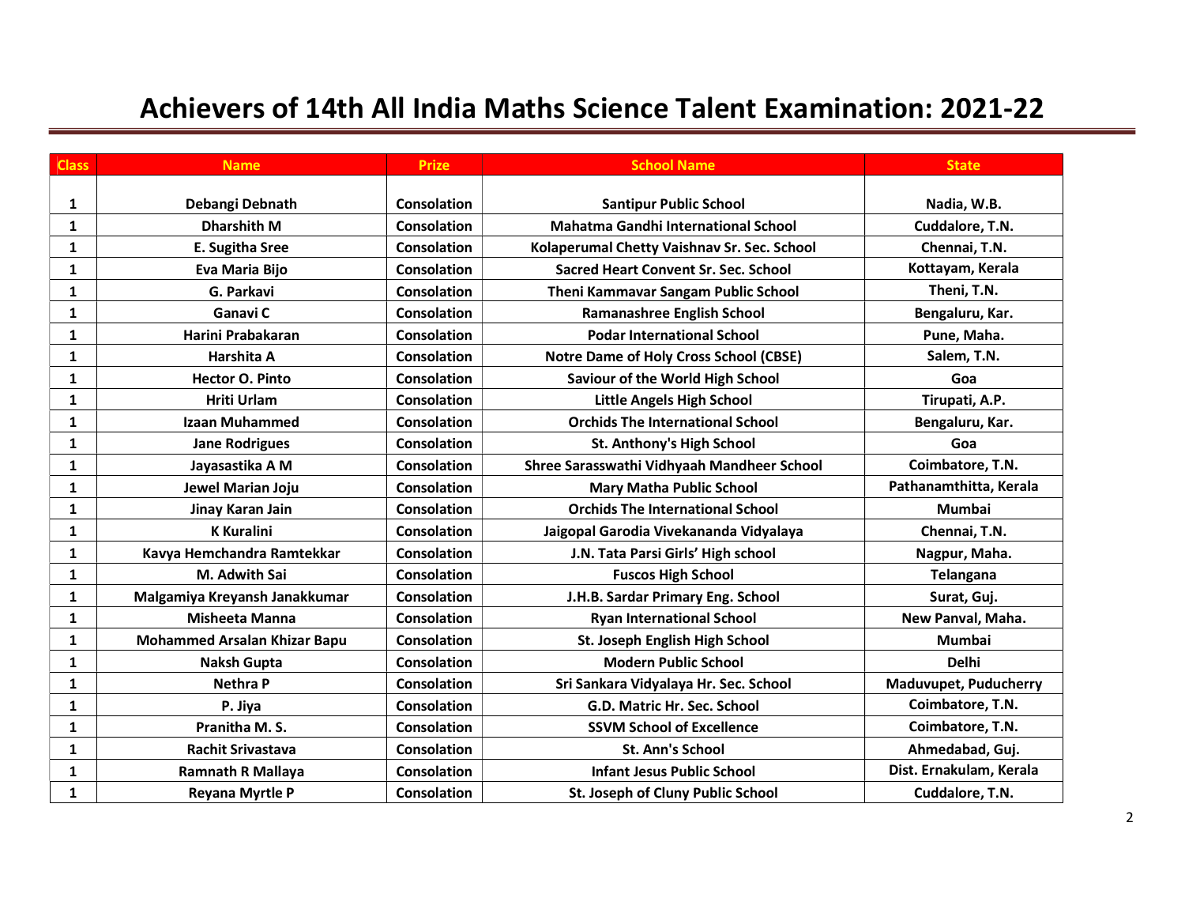# Achievers of 14th All India Maths Science Talent Examination: 2021-22

| Class | Name | Prize | School Name | State |
|---|---|---|---|---|
| 1 | Debangi Debnath | Consolation | Santipur Public School | Nadia, W.B. |
| 1 | Dharshith M | Consolation | Mahatma Gandhi International School | Cuddalore, T.N. |
| 1 | E. Sugitha Sree | Consolation | Kolaperumal Chetty Vaishnav Sr. Sec. School | Chennai, T.N. |
| 1 | Eva Maria Bijo | Consolation | Sacred Heart Convent Sr. Sec. School | Kottayam, Kerala |
| 1 | G. Parkavi | Consolation | Theni Kammavar Sangam Public School | Theni, T.N. |
| 1 | Ganavi C | Consolation | Ramanashree English School | Bengaluru, Kar. |
| 1 | Harini Prabakaran | Consolation | Podar International School | Pune, Maha. |
| 1 | Harshita A | Consolation | Notre Dame of Holy Cross School (CBSE) | Salem, T.N. |
| 1 | Hector O. Pinto | Consolation | Saviour of the World High School | Goa |
| 1 | Hriti Urlam | Consolation | Little Angels High School | Tirupati, A.P. |
| 1 | Izaan Muhammed | Consolation | Orchids The International School | Bengaluru, Kar. |
| 1 | Jane Rodrigues | Consolation | St. Anthony's High School | Goa |
| 1 | Jayasastika A M | Consolation | Shree Sarasswathi Vidhyaah Mandheer School | Coimbatore, T.N. |
| 1 | Jewel Marian Joju | Consolation | Mary Matha Public School | Pathanamthitta, Kerala |
| 1 | Jinay Karan Jain | Consolation | Orchids The International School | Mumbai |
| 1 | K Kuralini | Consolation | Jaigopal Garodia Vivekananda Vidyalaya | Chennai, T.N. |
| 1 | Kavya Hemchandra Ramtekkar | Consolation | J.N. Tata Parsi Girls' High school | Nagpur, Maha. |
| 1 | M. Adwith Sai | Consolation | Fuscos High School | Telangana |
| 1 | Malgamiya Kreyansh Janakkumar | Consolation | J.H.B. Sardar Primary Eng. School | Surat, Guj. |
| 1 | Misheeta Manna | Consolation | Ryan International School | New Panval, Maha. |
| 1 | Mohammed Arsalan Khizar Bapu | Consolation | St. Joseph English High School | Mumbai |
| 1 | Naksh Gupta | Consolation | Modern Public School | Delhi |
| 1 | Nethra P | Consolation | Sri Sankara Vidyalaya Hr. Sec. School | Maduvupet, Puducherry |
| 1 | P. Jiya | Consolation | G.D. Matric Hr. Sec. School | Coimbatore, T.N. |
| 1 | Pranitha M. S. | Consolation | SSVM School of Excellence | Coimbatore, T.N. |
| 1 | Rachit Srivastava | Consolation | St. Ann's School | Ahmedabad, Guj. |
| 1 | Ramnath R Mallaya | Consolation | Infant Jesus Public School | Dist. Ernakulam, Kerala |
| 1 | Reyana Myrtle P | Consolation | St. Joseph of Cluny Public School | Cuddalore, T.N. |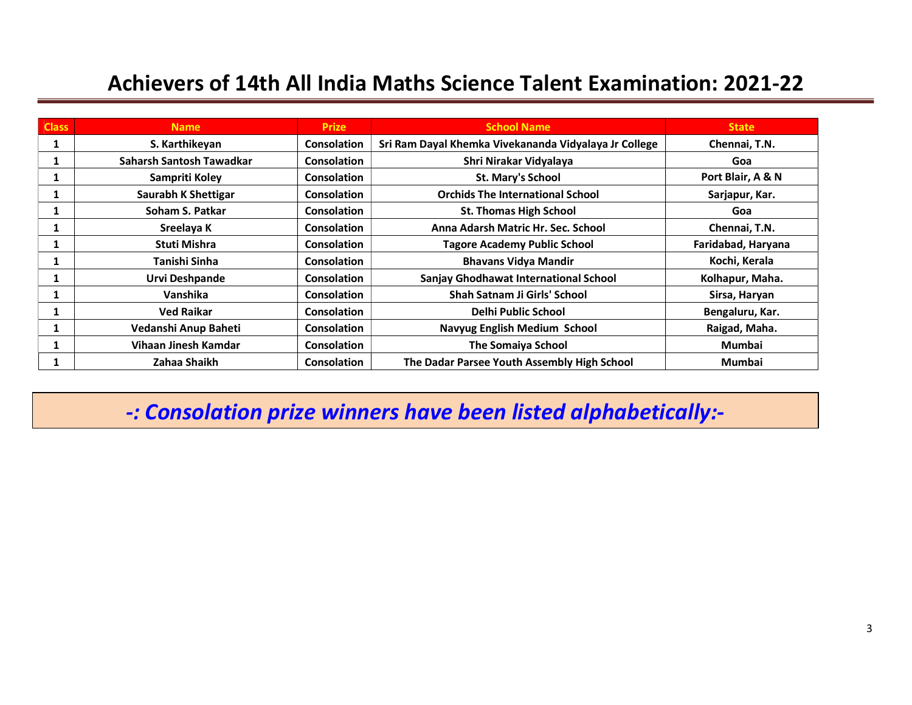# Achievers of 14th All India Maths Science Talent Examination: 2021-22

| Class | Name | Prize | School Name | State |
|---|---|---|---|---|
| 1 | S. Karthikeyan | Consolation | Sri Ram Dayal Khemka Vivekananda Vidyalaya Jr College | Chennai, T.N. |
| 1 | Saharsh Santosh Tawadkar | Consolation | Shri Nirakar Vidyalaya | Goa |
| 1 | Sampriti Koley | Consolation | St. Mary's School | Port Blair, A & N |
| 1 | Saurabh K Shettigar | Consolation | Orchids The International School | Sarjapur, Kar. |
| 1 | Soham S. Patkar | Consolation | St. Thomas High School | Goa |
| 1 | Sreelaya K | Consolation | Anna Adarsh Matric Hr. Sec. School | Chennai, T.N. |
| 1 | Stuti Mishra | Consolation | Tagore Academy Public School | Faridabad, Haryana |
| 1 | Tanishi Sinha | Consolation | Bhavans Vidya Mandir | Kochi, Kerala |
| 1 | Urvi Deshpande | Consolation | Sanjay Ghodhawat International School | Kolhapur, Maha. |
| 1 | Vanshika | Consolation | Shah Satnam Ji Girls' School | Sirsa, Haryan |
| 1 | Ved Raikar | Consolation | Delhi Public School | Bengaluru, Kar. |
| 1 | Vedanshi Anup Baheti | Consolation | Navyug English Medium School | Raigad, Maha. |
| 1 | Vihaan Jinesh Kamdar | Consolation | The Somaiya School | Mumbai |
| 1 | Zahaa Shaikh | Consolation | The Dadar Parsee Youth Assembly High School | Mumbai |

***-: Consolation prize winners have been listed alphabetically:-***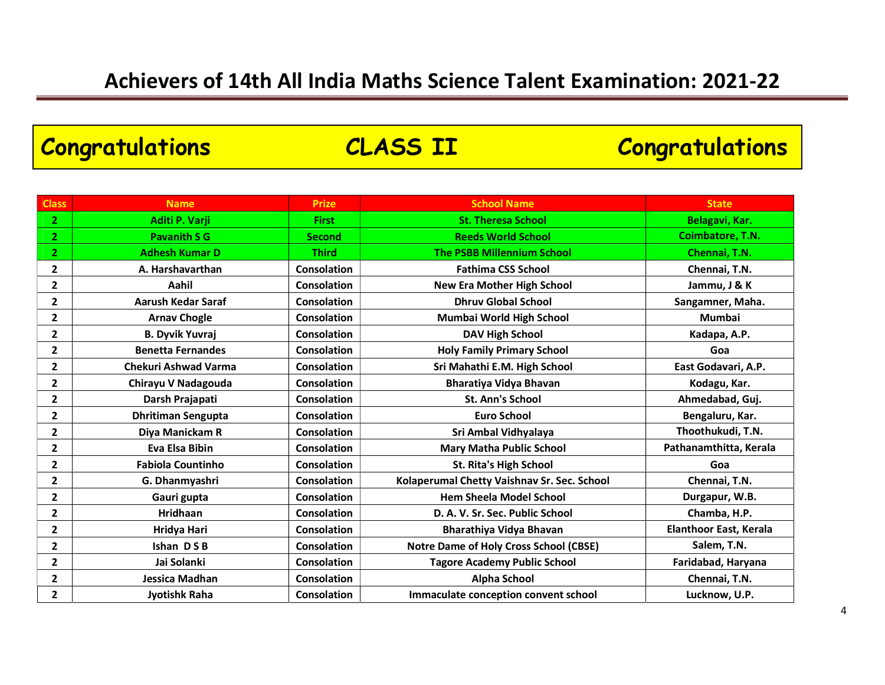# Achievers of 14th All India Maths Science Talent Examination: 2021-22

## Congratulations CLASS II Congratulations

| Class | Name | Prize | School Name | State |
|---|---|---|---|---|
| 2 | Aditi P. Varji | First | St. Theresa School | Belagavi, Kar. |
| 2 | Pavanith S G | Second | Reeds World School | Coimbatore, T.N. |
| 2 | Adhesh Kumar D | Third | The PSBB Millennium School | Chennai, T.N. |
| 2 | A. Harshavarthan | Consolation | Fathima CSS School | Chennai, T.N. |
| 2 | Aahil | Consolation | New Era Mother High School | Jammu, J & K |
| 2 | Aarush Kedar Saraf | Consolation | Dhruv Global School | Sangamner, Maha. |
| 2 | Arnav Chogle | Consolation | Mumbai World High School | Mumbai |
| 2 | B. Dyvik Yuvraj | Consolation | DAV High School | Kadapa, A.P. |
| 2 | Benetta Fernandes | Consolation | Holy Family Primary School | Goa |
| 2 | Chekuri Ashwad Varma | Consolation | Sri Mahathi E.M. High School | East Godavari, A.P. |
| 2 | Chirayu V Nadagouda | Consolation | Bharatiya Vidya Bhavan | Kodagu, Kar. |
| 2 | Darsh Prajapati | Consolation | St. Ann's School | Ahmedabad, Guj. |
| 2 | Dhritiman Sengupta | Consolation | Euro School | Bengaluru, Kar. |
| 2 | Diya Manickam R | Consolation | Sri Ambal Vidhyalaya | Thoothukudi, T.N. |
| 2 | Eva Elsa Bibin | Consolation | Mary Matha Public School | Pathanamthitta, Kerala |
| 2 | Fabiola Countinho | Consolation | St. Rita's High School | Goa |
| 2 | G. Dhanmyashri | Consolation | Kolaperumal Chetty Vaishnav Sr. Sec. School | Chennai, T.N. |
| 2 | Gauri gupta | Consolation | Hem Sheela Model School | Durgapur, W.B. |
| 2 | Hridhaan | Consolation | D. A. V. Sr. Sec. Public School | Chamba, H.P. |
| 2 | Hridya Hari | Consolation | Bharathiya Vidya Bhavan | Elanthoor East, Kerala |
| 2 | Ishan D S B | Consolation | Notre Dame of Holy Cross School (CBSE) | Salem, T.N. |
| 2 | Jai Solanki | Consolation | Tagore Academy Public School | Faridabad, Haryana |
| 2 | Jessica Madhan | Consolation | Alpha School | Chennai, T.N. |
| 2 | Jyotishk Raha | Consolation | Immaculate conception convent school | Lucknow, U.P. |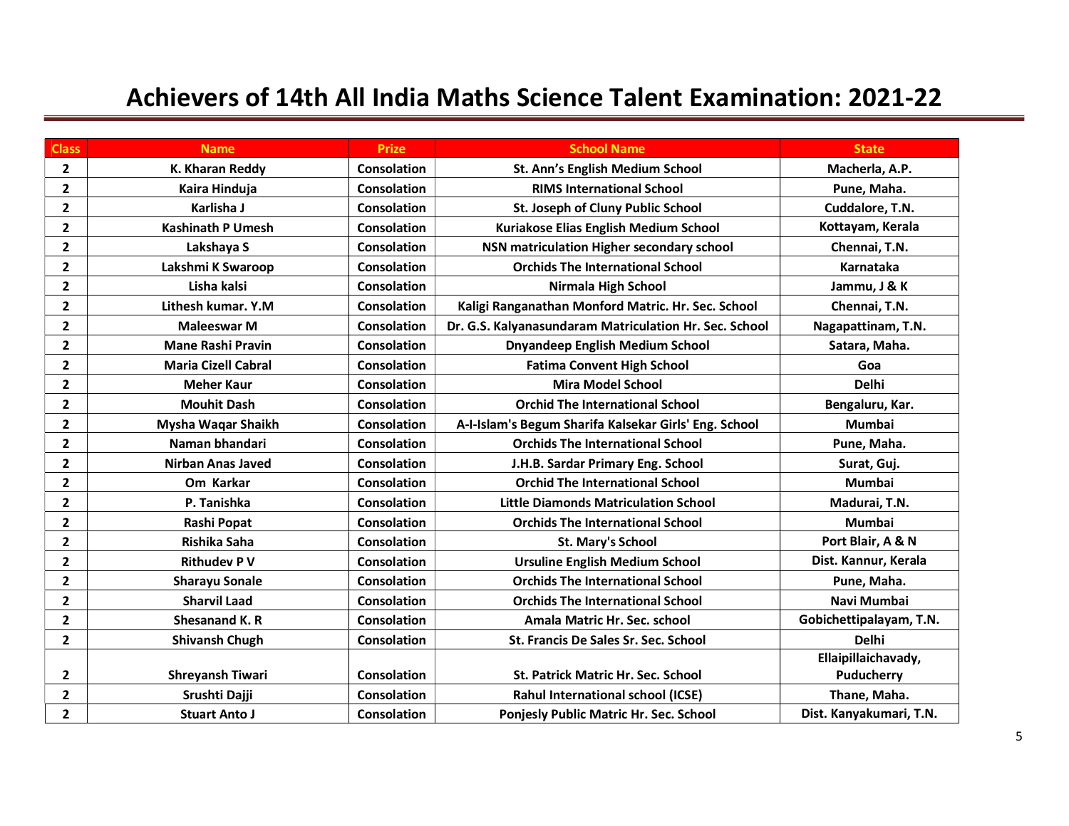# Achievers of 14th All India Maths Science Talent Examination: 2021-22

| Class | Name | Prize | School Name | State |
|---|---|---|---|---|
| 2 | K. Kharan Reddy | Consolation | St. Ann's English Medium School | Macherla, A.P. |
| 2 | Kaira Hinduja | Consolation | RIMS International School | Pune, Maha. |
| 2 | Karlisha J | Consolation | St. Joseph of Cluny Public School | Cuddalore, T.N. |
| 2 | Kashinath P Umesh | Consolation | Kuriakose Elias English Medium School | Kottayam, Kerala |
| 2 | Lakshaya S | Consolation | NSN matriculation Higher secondary school | Chennai, T.N. |
| 2 | Lakshmi K Swaroop | Consolation | Orchids The International School | Karnataka |
| 2 | Lisha kalsi | Consolation | Nirmala High School | Jammu, J & K |
| 2 | Lithesh kumar. Y.M | Consolation | Kaligi Ranganathan Monford Matric. Hr. Sec. School | Chennai, T.N. |
| 2 | Maleeswar M | Consolation | Dr. G.S. Kalyanasundaram Matriculation Hr. Sec. School | Nagapattinam, T.N. |
| 2 | Mane Rashi Pravin | Consolation | Dnyandeep English Medium School | Satara, Maha. |
| 2 | Maria Cizell Cabral | Consolation | Fatima Convent High School | Goa |
| 2 | Meher Kaur | Consolation | Mira Model School | Delhi |
| 2 | Mouhit Dash | Consolation | Orchid The International School | Bengaluru, Kar. |
| 2 | Mysha Waqar Shaikh | Consolation | A-I-Islam's Begum Sharifa Kalsekar Girls' Eng. School | Mumbai |
| 2 | Naman bhandari | Consolation | Orchids The International School | Pune, Maha. |
| 2 | Nirban Anas Javed | Consolation | J.H.B. Sardar Primary Eng. School | Surat, Guj. |
| 2 | Om Karkar | Consolation | Orchid The International School | Mumbai |
| 2 | P. Tanishka | Consolation | Little Diamonds Matriculation School | Madurai, T.N. |
| 2 | Rashi Popat | Consolation | Orchids The International School | Mumbai |
| 2 | Rishika Saha | Consolation | St. Mary's School | Port Blair, A & N |
| 2 | Rithudev P V | Consolation | Ursuline English Medium School | Dist. Kannur, Kerala |
| 2 | Sharayu Sonale | Consolation | Orchids The International School | Pune, Maha. |
| 2 | Sharvil Laad | Consolation | Orchids The International School | Navi Mumbai |
| 2 | Shesanand K. R | Consolation | Amala Matric Hr. Sec. school | Gobichettipalayam, T.N. |
| 2 | Shivansh Chugh | Consolation | St. Francis De Sales Sr. Sec. School | Delhi |
| 2 | Shreyansh Tiwari | Consolation | St. Patrick Matric Hr. Sec. School | Ellaipillaichavady, Puducherry |
| 2 | Srushti Dajji | Consolation | Rahul International school (ICSE) | Thane, Maha. |
| 2 | Stuart Anto J | Consolation | Ponjesly Public Matric Hr. Sec. School | Dist. Kanyakumari, T.N. |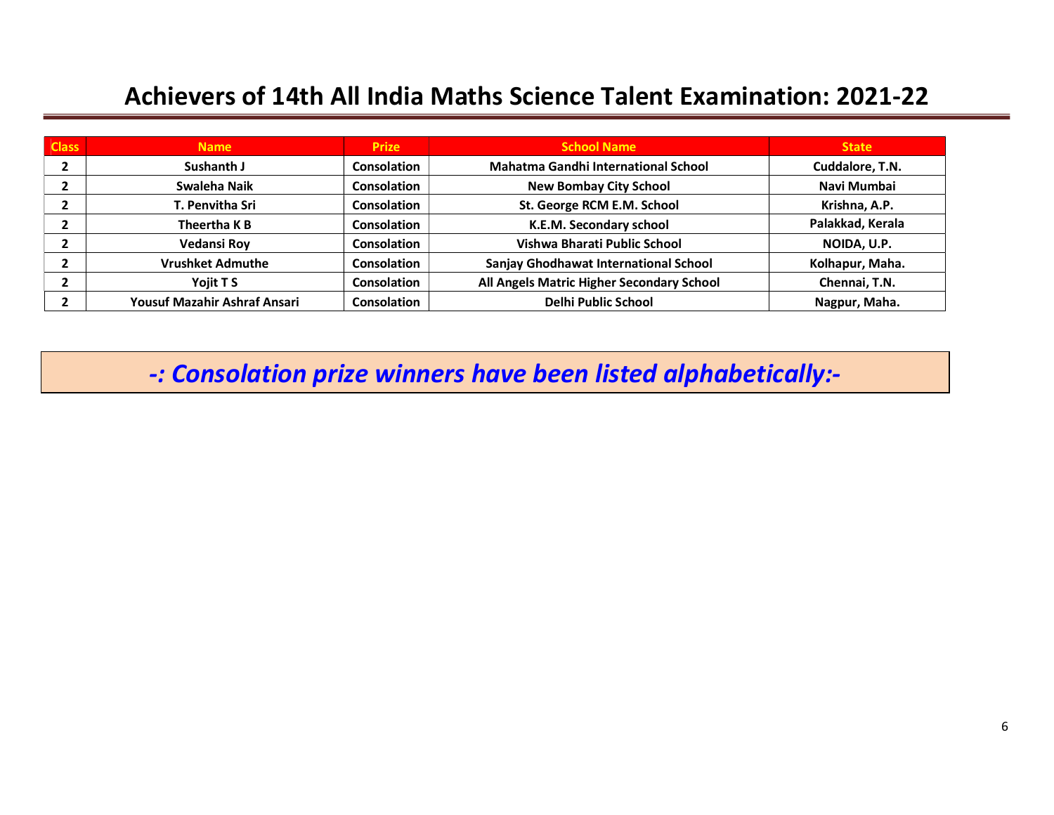# Achievers of 14th All India Maths Science Talent Examination: 2021-22

| Class | Name | Prize | School Name | State |
|---|---|---|---|---|
| 2 | Sushanth J | Consolation | Mahatma Gandhi International School | Cuddalore, T.N. |
| 2 | Swaleha Naik | Consolation | New Bombay City School | Navi Mumbai |
| 2 | T. Penvitha Sri | Consolation | St. George RCM E.M. School | Krishna, A.P. |
| 2 | Theertha K B | Consolation | K.E.M. Secondary school | Palakkad, Kerala |
| 2 | Vedansi Roy | Consolation | Vishwa Bharati Public School | NOIDA, U.P. |
| 2 | Vrushket Admuthe | Consolation | Sanjay Ghodhawat International School | Kolhapur, Maha. |
| 2 | Yojit T S | Consolation | All Angels Matric Higher Secondary School | Chennai, T.N. |
| 2 | Yousuf Mazahir Ashraf Ansari | Consolation | Delhi Public School | Nagpur, Maha. |

***-: Consolation prize winners have been listed alphabetically:-***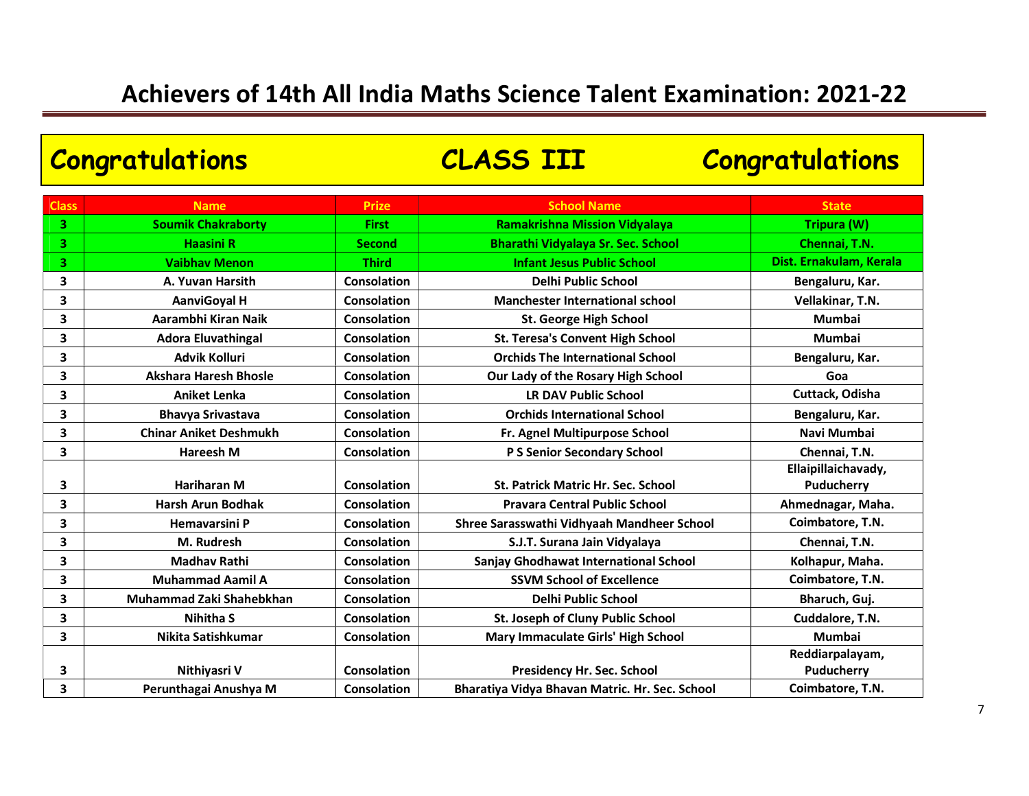# Achievers of 14th All India Maths Science Talent Examination: 2021-22

## Congratulations CLASS III Congratulations

| Class | Name | Prize | School Name | State |
|---|---|---|---|---|
| 3 | Soumik Chakraborty | First | Ramakrishna Mission Vidyalaya | Tripura (W) |
| 3 | Haasini R | Second | Bharathi Vidyalaya Sr. Sec. School | Chennai, T.N. |
| 3 | Vaibhav Menon | Third | Infant Jesus Public School | Dist. Ernakulam, Kerala |
| 3 | A. Yuvan Harsith | Consolation | Delhi Public School | Bengaluru, Kar. |
| 3 | AanviGoyal H | Consolation | Manchester International school | Vellakinar, T.N. |
| 3 | Aarambhi Kiran Naik | Consolation | St. George High School | Mumbai |
| 3 | Adora Eluvathingal | Consolation | St. Teresa's Convent High School | Mumbai |
| 3 | Advik Kolluri | Consolation | Orchids The International School | Bengaluru, Kar. |
| 3 | Akshara Haresh Bhosle | Consolation | Our Lady of the Rosary High School | Goa |
| 3 | Aniket Lenka | Consolation | LR DAV Public School | Cuttack, Odisha |
| 3 | Bhavya Srivastava | Consolation | Orchids International School | Bengaluru, Kar. |
| 3 | Chinar Aniket Deshmukh | Consolation | Fr. Agnel Multipurpose School | Navi Mumbai |
| 3 | Hareesh M | Consolation | P S Senior Secondary School | Chennai, T.N. |
| 3 | Hariharan M | Consolation | St. Patrick Matric Hr. Sec. School | Ellaipillaichavady, Puducherry |
| 3 | Harsh Arun Bodhak | Consolation | Pravara Central Public School | Ahmednagar, Maha. |
| 3 | Hemavarsini P | Consolation | Shree Sarasswathi Vidhyaah Mandheer School | Coimbatore, T.N. |
| 3 | M. Rudresh | Consolation | S.J.T. Surana Jain Vidyalaya | Chennai, T.N. |
| 3 | Madhav Rathi | Consolation | Sanjay Ghodhawat International School | Kolhapur, Maha. |
| 3 | Muhammad Aamil A | Consolation | SSVM School of Excellence | Coimbatore, T.N. |
| 3 | Muhammad Zaki Shahebkhan | Consolation | Delhi Public School | Bharuch, Guj. |
| 3 | Nihitha S | Consolation | St. Joseph of Cluny Public School | Cuddalore, T.N. |
| 3 | Nikita Satishkumar | Consolation | Mary Immaculate Girls' High School | Mumbai |
| 3 | Nithiyasri V | Consolation | Presidency Hr. Sec. School | Reddiarpalayam, Puducherry |
| 3 | Perunthagai Anushya M | Consolation | Bharatiya Vidya Bhavan Matric. Hr. Sec. School | Coimbatore, T.N. |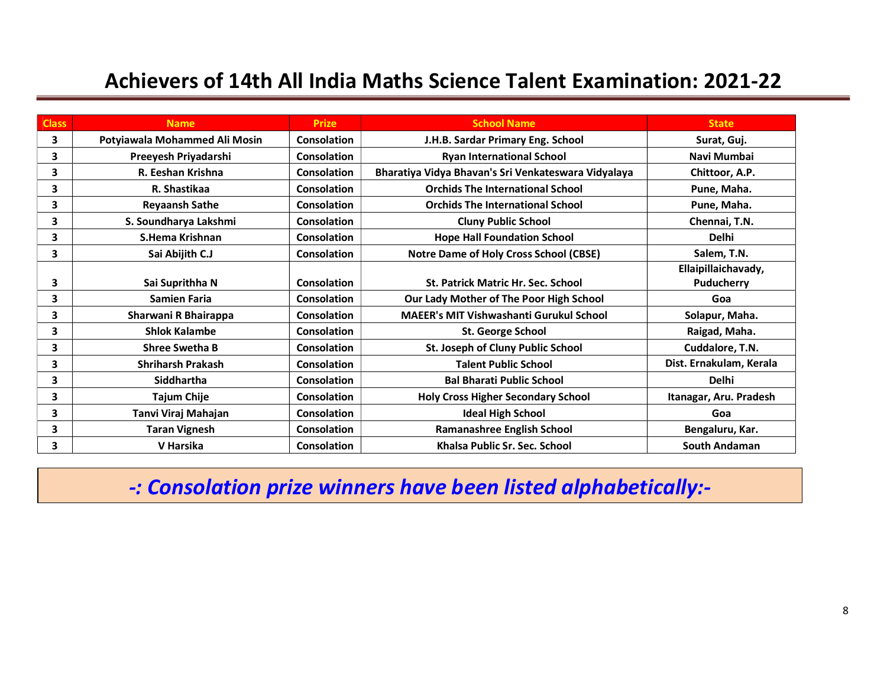# Achievers of 14th All India Maths Science Talent Examination: 2021-22

| Class | Name | Prize | School Name | State |
|---|---|---|---|---|
| 3 | Potyiawala Mohammed Ali Mosin | Consolation | J.H.B. Sardar Primary Eng. School | Surat, Guj. |
| 3 | Preeyesh Priyadarshi | Consolation | Ryan International School | Navi Mumbai |
| 3 | R. Eeshan Krishna | Consolation | Bharatiya Vidya Bhavan's Sri Venkateswara Vidyalaya | Chittoor, A.P. |
| 3 | R. Shastikaa | Consolation | Orchids The International School | Pune, Maha. |
| 3 | Reyaansh Sathe | Consolation | Orchids The International School | Pune, Maha. |
| 3 | S. Soundharya Lakshmi | Consolation | Cluny Public School | Chennai, T.N. |
| 3 | S.Hema Krishnan | Consolation | Hope Hall Foundation School | Delhi |
| 3 | Sai Abijith C.J | Consolation | Notre Dame of Holy Cross School (CBSE) | Salem, T.N. |
| 3 | Sai Suprithha N | Consolation | St. Patrick Matric Hr. Sec. School | Ellaipillaichavady, Puducherry |
| 3 | Samien Faria | Consolation | Our Lady Mother of The Poor High School | Goa |
| 3 | Sharwani R Bhairappa | Consolation | MAEER's MIT Vishwashanti Gurukul School | Solapur, Maha. |
| 3 | Shlok Kalambe | Consolation | St. George School | Raigad, Maha. |
| 3 | Shree Swetha B | Consolation | St. Joseph of Cluny Public School | Cuddalore, T.N. |
| 3 | Shriharsh Prakash | Consolation | Talent Public School | Dist. Ernakulam, Kerala |
| 3 | Siddhartha | Consolation | Bal Bharati Public School | Delhi |
| 3 | Tajum Chije | Consolation | Holy Cross Higher Secondary School | Itanagar, Aru. Pradesh |
| 3 | Tanvi Viraj Mahajan | Consolation | Ideal High School | Goa |
| 3 | Taran Vignesh | Consolation | Ramanashree English School | Bengaluru, Kar. |
| 3 | V Harsika | Consolation | Khalsa Public Sr. Sec. School | South Andaman |

***-: Consolation prize winners have been listed alphabetically:-***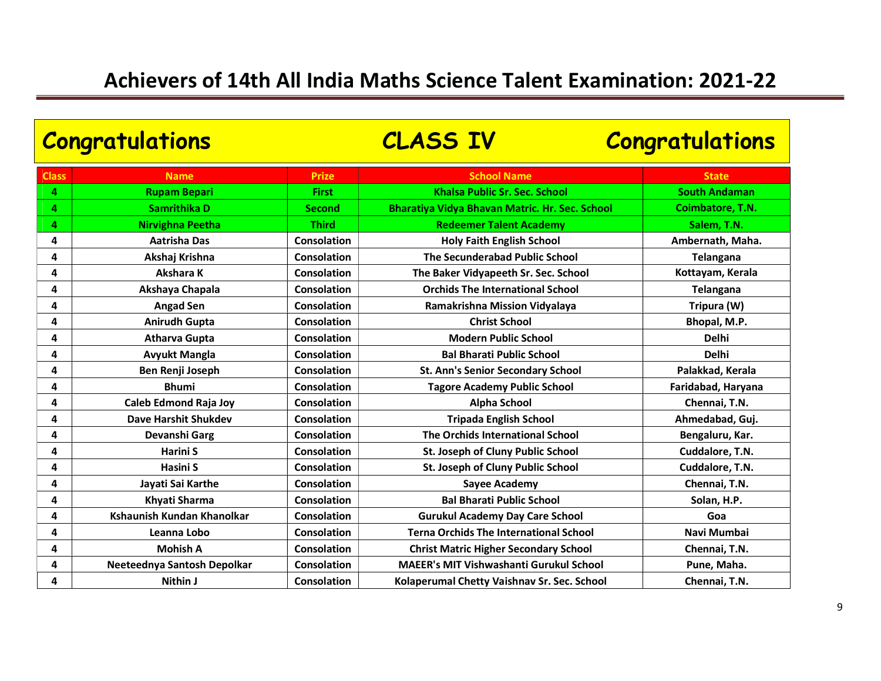# Achievers of 14th All India Maths Science Talent Examination: 2021-22

## Congratulations CLASS IV Congratulations

| Class | Name | Prize | School Name | State |
|---|---|---|---|---|
| 4 | Rupam Bepari | First | Khalsa Public Sr. Sec. School | South Andaman |
| 4 | Samrithika D | Second | Bharatiya Vidya Bhavan Matric. Hr. Sec. School | Coimbatore, T.N. |
| 4 | Nirvighna Peetha | Third | Redeemer Talent Academy | Salem, T.N. |
| 4 | Aatrisha Das | Consolation | Holy Faith English School | Ambernath, Maha. |
| 4 | Akshaj Krishna | Consolation | The Secunderabad Public School | Telangana |
| 4 | Akshara K | Consolation | The Baker Vidyapeeth Sr. Sec. School | Kottayam, Kerala |
| 4 | Akshaya Chapala | Consolation | Orchids The International School | Telangana |
| 4 | Angad Sen | Consolation | Ramakrishna Mission Vidyalaya | Tripura (W) |
| 4 | Anirudh Gupta | Consolation | Christ School | Bhopal, M.P. |
| 4 | Atharva Gupta | Consolation | Modern Public School | Delhi |
| 4 | Avyukt Mangla | Consolation | Bal Bharati Public School | Delhi |
| 4 | Ben Renji Joseph | Consolation | St. Ann's Senior Secondary School | Palakkad, Kerala |
| 4 | Bhumi | Consolation | Tagore Academy Public School | Faridabad, Haryana |
| 4 | Caleb Edmond Raja Joy | Consolation | Alpha School | Chennai, T.N. |
| 4 | Dave Harshit Shukdev | Consolation | Tripada English School | Ahmedabad, Guj. |
| 4 | Devanshi Garg | Consolation | The Orchids International School | Bengaluru, Kar. |
| 4 | Harini S | Consolation | St. Joseph of Cluny Public School | Cuddalore, T.N. |
| 4 | Hasini S | Consolation | St. Joseph of Cluny Public School | Cuddalore, T.N. |
| 4 | Jayati Sai Karthe | Consolation | Sayee Academy | Chennai, T.N. |
| 4 | Khyati Sharma | Consolation | Bal Bharati Public School | Solan, H.P. |
| 4 | Kshaunish Kundan Khanolkar | Consolation | Gurukul Academy Day Care School | Goa |
| 4 | Leanna Lobo | Consolation | Terna Orchids The International School | Navi Mumbai |
| 4 | Mohish A | Consolation | Christ Matric Higher Secondary School | Chennai, T.N. |
| 4 | Neeteednya Santosh Depolkar | Consolation | MAEER's MIT Vishwashanti Gurukul School | Pune, Maha. |
| 4 | Nithin J | Consolation | Kolaperumal Chetty Vaishnav Sr. Sec. School | Chennai, T.N. |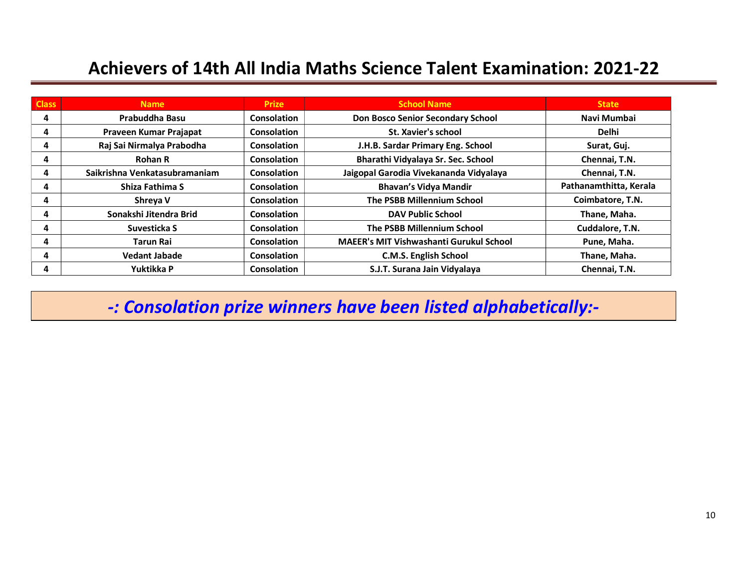# Achievers of 14th All India Maths Science Talent Examination: 2021-22

| Class | Name | Prize | School Name | State |
|---|---|---|---|---|
| 4 | Prabuddha Basu | Consolation | Don Bosco Senior Secondary School | Navi Mumbai |
| 4 | Praveen Kumar Prajapat | Consolation | St. Xavier's school | Delhi |
| 4 | Raj Sai Nirmalya Prabodha | Consolation | J.H.B. Sardar Primary Eng. School | Surat, Guj. |
| 4 | Rohan R | Consolation | Bharathi Vidyalaya Sr. Sec. School | Chennai, T.N. |
| 4 | Saikrishna Venkatasubramaniam | Consolation | Jaigopal Garodia Vivekananda Vidyalaya | Chennai, T.N. |
| 4 | Shiza Fathima S | Consolation | Bhavan's Vidya Mandir | Pathanamthitta, Kerala |
| 4 | Shreya V | Consolation | The PSBB Millennium School | Coimbatore, T.N. |
| 4 | Sonakshi Jitendra Brid | Consolation | DAV Public School | Thane, Maha. |
| 4 | Suvesticka S | Consolation | The PSBB Millennium School | Cuddalore, T.N. |
| 4 | Tarun Rai | Consolation | MAEER's MIT Vishwashanti Gurukul School | Pune, Maha. |
| 4 | Vedant Jabade | Consolation | C.M.S. English School | Thane, Maha. |
| 4 | Yuktikka P | Consolation | S.J.T. Surana Jain Vidyalaya | Chennai, T.N. |

***-: Consolation prize winners have been listed alphabetically:-***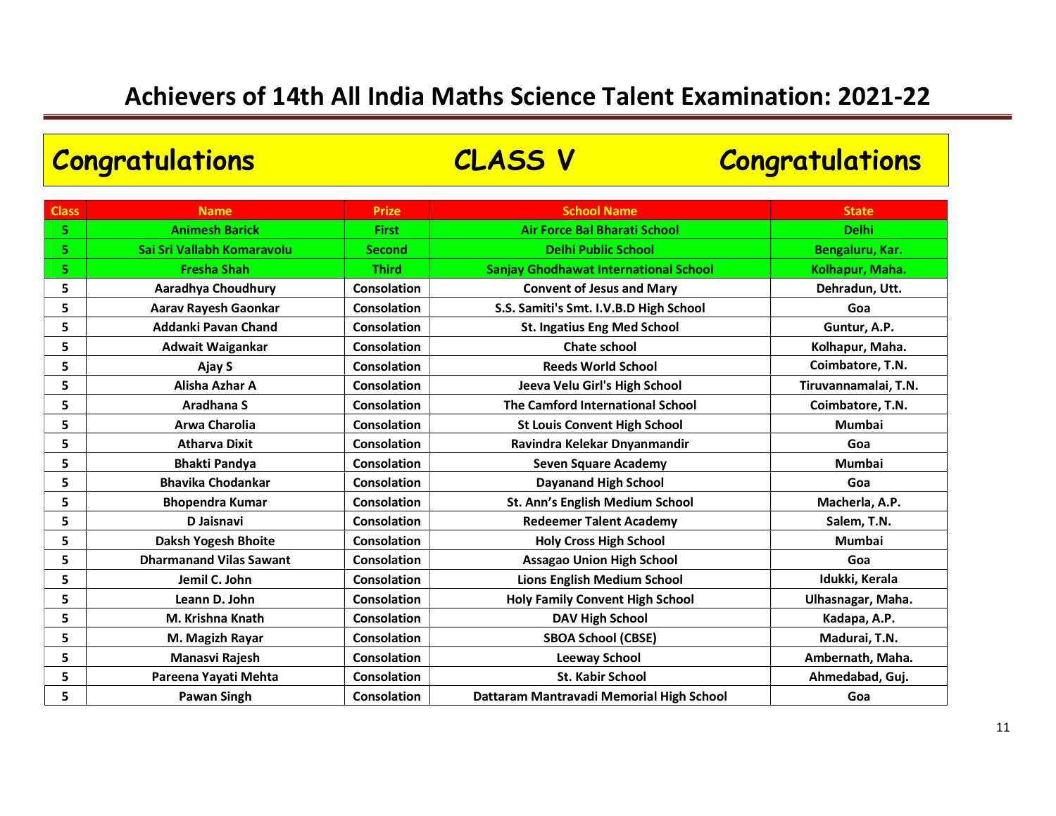# Achievers of 14th All India Maths Science Talent Examination: 2021-22

## Congratulations CLASS V Congratulations

| Class | Name | Prize | School Name | State |
|---|---|---|---|---|
| 5 | Animesh Barick | First | Air Force Bal Bharati School | Delhi |
| 5 | Sai Sri Vallabh Komaravolu | Second | Delhi Public School | Bengaluru, Kar. |
| 5 | Fresha Shah | Third | Sanjay Ghodhawat International School | Kolhapur, Maha. |
| 5 | Aaradhya Choudhury | Consolation | Convent of Jesus and Mary | Dehradun, Utt. |
| 5 | Aarav Rayesh Gaonkar | Consolation | S.S. Samiti's Smt. I.V.B.D High School | Goa |
| 5 | Addanki Pavan Chand | Consolation | St. Ingatius Eng Med School | Guntur, A.P. |
| 5 | Adwait Waigankar | Consolation | Chate school | Kolhapur, Maha. |
| 5 | Ajay S | Consolation | Reeds World School | Coimbatore, T.N. |
| 5 | Alisha Azhar A | Consolation | Jeeva Velu Girl's High School | Tiruvannamalai, T.N. |
| 5 | Aradhana S | Consolation | The Camford International School | Coimbatore, T.N. |
| 5 | Arwa Charolia | Consolation | St Louis Convent High School | Mumbai |
| 5 | Atharva Dixit | Consolation | Ravindra Kelekar Dnyanmandir | Goa |
| 5 | Bhakti Pandya | Consolation | Seven Square Academy | Mumbai |
| 5 | Bhavika Chodankar | Consolation | Dayanand High School | Goa |
| 5 | Bhopendra Kumar | Consolation | St. Ann's English Medium School | Macherla, A.P. |
| 5 | D Jaisnavi | Consolation | Redeemer Talent Academy | Salem, T.N. |
| 5 | Daksh Yogesh Bhoite | Consolation | Holy Cross High School | Mumbai |
| 5 | Dharmanand Vilas Sawant | Consolation | Assagao Union High School | Goa |
| 5 | Jemil C. John | Consolation | Lions English Medium School | Idukki, Kerala |
| 5 | Leann D. John | Consolation | Holy Family Convent High School | Ulhasnagar, Maha. |
| 5 | M. Krishna Knath | Consolation | DAV High School | Kadapa, A.P. |
| 5 | M. Magizh Rayar | Consolation | SBOA School (CBSE) | Madurai, T.N. |
| 5 | Manasvi Rajesh | Consolation | Leeway School | Ambernath, Maha. |
| 5 | Pareena Yayati Mehta | Consolation | St. Kabir School | Ahmedabad, Guj. |
| 5 | Pawan Singh | Consolation | Dattaram Mantravadi Memorial High School | Goa |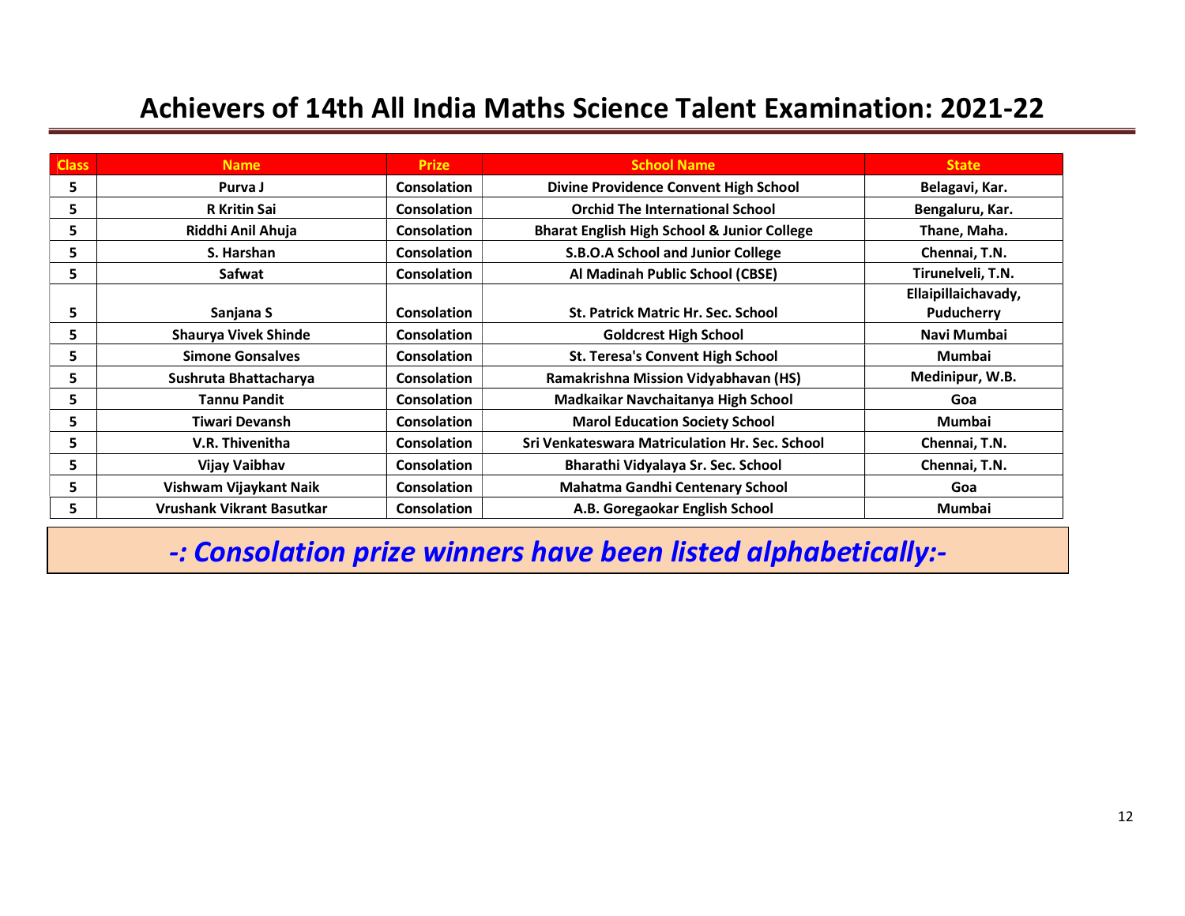# Achievers of 14th All India Maths Science Talent Examination: 2021-22

| Class | Name | Prize | School Name | State |
|---|---|---|---|---|
| 5 | Purva J | Consolation | Divine Providence Convent High School | Belagavi, Kar. |
| 5 | R Kritin Sai | Consolation | Orchid The International School | Bengaluru, Kar. |
| 5 | Riddhi Anil Ahuja | Consolation | Bharat English High School & Junior College | Thane, Maha. |
| 5 | S. Harshan | Consolation | S.B.O.A School and Junior College | Chennai, T.N. |
| 5 | Safwat | Consolation | Al Madinah Public School (CBSE) | Tirunelveli, T.N. |
| 5 | Sanjana S | Consolation | St. Patrick Matric Hr. Sec. School | Ellaipillaichavady, Puducherry |
| 5 | Shaurya Vivek Shinde | Consolation | Goldcrest High School | Navi Mumbai |
| 5 | Simone Gonsalves | Consolation | St. Teresa's Convent High School | Mumbai |
| 5 | Sushruta Bhattacharya | Consolation | Ramakrishna Mission Vidyabhavan (HS) | Medinipur, W.B. |
| 5 | Tannu Pandit | Consolation | Madkaikar Navchaitanya High School | Goa |
| 5 | Tiwari Devansh | Consolation | Marol Education Society School | Mumbai |
| 5 | V.R. Thivenitha | Consolation | Sri Venkateswara Matriculation Hr. Sec. School | Chennai, T.N. |
| 5 | Vijay Vaibhav | Consolation | Bharathi Vidyalaya Sr. Sec. School | Chennai, T.N. |
| 5 | Vishwam Vijaykant Naik | Consolation | Mahatma Gandhi Centenary School | Goa |
| 5 | Vrushank Vikrant Basutkar | Consolation | A.B. Goregaokar English School | Mumbai |

***-: Consolation prize winners have been listed alphabetically:-***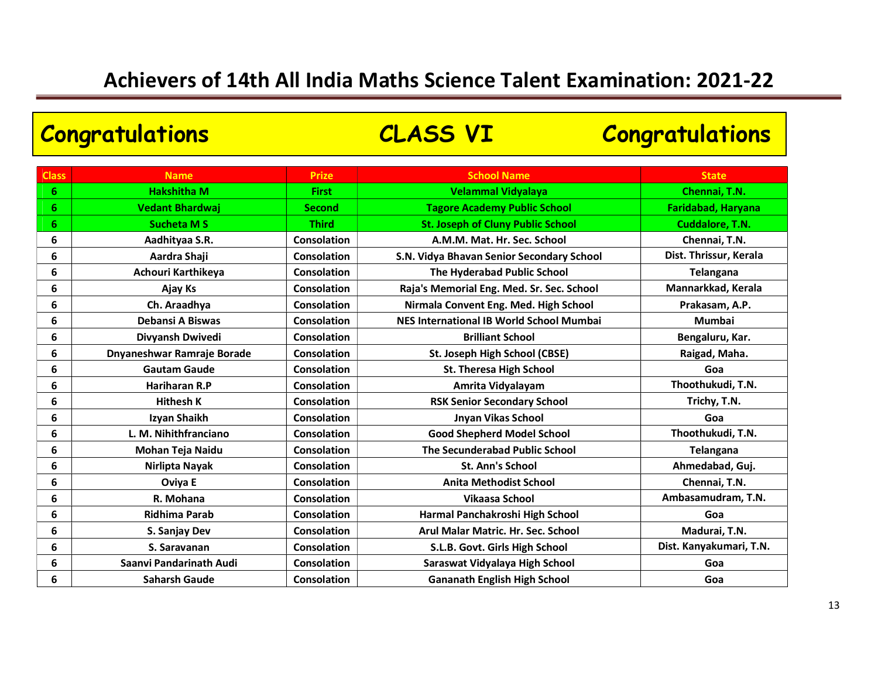# Achievers of 14th All India Maths Science Talent Examination: 2021-22

## Congratulations CLASS VI Congratulations

| Class | Name | Prize | School Name | State |
|---|---|---|---|---|
| 6 | Hakshitha M | First | Velammal Vidyalaya | Chennai, T.N. |
| 6 | Vedant Bhardwaj | Second | Tagore Academy Public School | Faridabad, Haryana |
| 6 | Sucheta M S | Third | St. Joseph of Cluny Public School | Cuddalore, T.N. |
| 6 | Aadhityaa S.R. | Consolation | A.M.M. Mat. Hr. Sec. School | Chennai, T.N. |
| 6 | Aardra Shaji | Consolation | S.N. Vidya Bhavan Senior Secondary School | Dist. Thrissur, Kerala |
| 6 | Achouri Karthikeya | Consolation | The Hyderabad Public School | Telangana |
| 6 | Ajay Ks | Consolation | Raja's Memorial Eng. Med. Sr. Sec. School | Mannarkkad, Kerala |
| 6 | Ch. Araadhya | Consolation | Nirmala Convent Eng. Med. High School | Prakasam, A.P. |
| 6 | Debansi A Biswas | Consolation | NES International IB World School Mumbai | Mumbai |
| 6 | Divyansh Dwivedi | Consolation | Brilliant School | Bengaluru, Kar. |
| 6 | Dnyaneshwar Ramraje Borade | Consolation | St. Joseph High School (CBSE) | Raigad, Maha. |
| 6 | Gautam Gaude | Consolation | St. Theresa High School | Goa |
| 6 | Hariharan R.P | Consolation | Amrita Vidyalayam | Thoothukudi, T.N. |
| 6 | Hithesh K | Consolation | RSK Senior Secondary School | Trichy, T.N. |
| 6 | Izyan Shaikh | Consolation | Jnyan Vikas School | Goa |
| 6 | L. M. Nihithfranciano | Consolation | Good Shepherd Model School | Thoothukudi, T.N. |
| 6 | Mohan Teja Naidu | Consolation | The Secunderabad Public School | Telangana |
| 6 | Nirlipta Nayak | Consolation | St. Ann's School | Ahmedabad, Guj. |
| 6 | Oviya E | Consolation | Anita Methodist School | Chennai, T.N. |
| 6 | R. Mohana | Consolation | Vikaasa School | Ambasamudram, T.N. |
| 6 | Ridhima Parab | Consolation | Harmal Panchakroshi High School | Goa |
| 6 | S. Sanjay Dev | Consolation | Arul Malar Matric. Hr. Sec. School | Madurai, T.N. |
| 6 | S. Saravanan | Consolation | S.L.B. Govt. Girls High School | Dist. Kanyakumari, T.N. |
| 6 | Saanvi Pandarinath Audi | Consolation | Saraswat Vidyalaya High School | Goa |
| 6 | Saharsh Gaude | Consolation | Gananath English High School | Goa |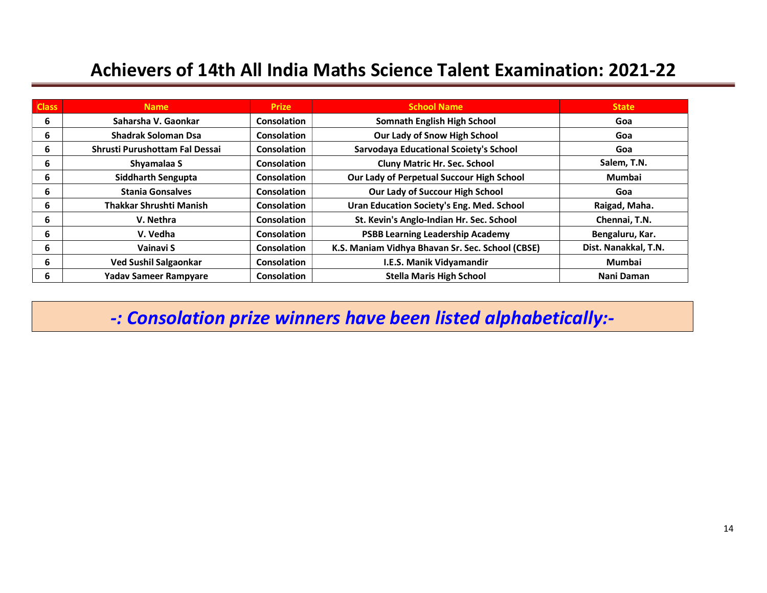# Achievers of 14th All India Maths Science Talent Examination: 2021-22

| Class | Name | Prize | School Name | State |
|---|---|---|---|---|
| 6 | Saharsha V. Gaonkar | Consolation | Somnath English High School | Goa |
| 6 | Shadrak Soloman Dsa | Consolation | Our Lady of Snow High School | Goa |
| 6 | Shrusti Purushottam Fal Dessai | Consolation | Sarvodaya Educational Scoiety's School | Goa |
| 6 | Shyamalaa S | Consolation | Cluny Matric Hr. Sec. School | Salem, T.N. |
| 6 | Siddharth Sengupta | Consolation | Our Lady of Perpetual Succour High School | Mumbai |
| 6 | Stania Gonsalves | Consolation | Our Lady of Succour High School | Goa |
| 6 | Thakkar Shrushti Manish | Consolation | Uran Education Society's Eng. Med. School | Raigad, Maha. |
| 6 | V. Nethra | Consolation | St. Kevin's Anglo-Indian Hr. Sec. School | Chennai, T.N. |
| 6 | V. Vedha | Consolation | PSBB Learning Leadership Academy | Bengaluru, Kar. |
| 6 | Vainavi S | Consolation | K.S. Maniam Vidhya Bhavan Sr. Sec. School (CBSE) | Dist. Nanakkal, T.N. |
| 6 | Ved Sushil Salgaonkar | Consolation | I.E.S. Manik Vidyamandir | Mumbai |
| 6 | Yadav Sameer Rampyare | Consolation | Stella Maris High School | Nani Daman |

***-: Consolation prize winners have been listed alphabetically:-***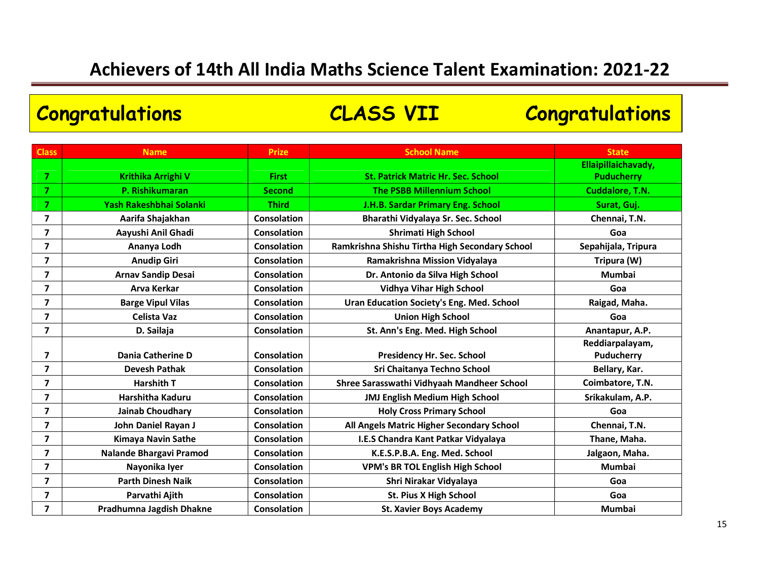# Achievers of 14th All India Maths Science Talent Examination: 2021-22

## Congratulations CLASS VII Congratulations

| Class | Name | Prize | School Name | State |
|---|---|---|---|---|
| 7 | Krithika Arrighi V | First | St. Patrick Matric Hr. Sec. School | Ellaipillaichavady, Puducherry |
| 7 | P. Rishikumaran | Second | The PSBB Millennium School | Cuddalore, T.N. |
| 7 | Yash Rakeshbhai Solanki | Third | J.H.B. Sardar Primary Eng. School | Surat, Guj. |
| 7 | Aarifa Shajakhan | Consolation | Bharathi Vidyalaya Sr. Sec. School | Chennai, T.N. |
| 7 | Aayushi Anil Ghadi | Consolation | Shrimati High School | Goa |
| 7 | Ananya Lodh | Consolation | Ramkrishna Shishu Tirtha High Secondary School | Sepahijala, Tripura |
| 7 | Anudip Giri | Consolation | Ramakrishna Mission Vidyalaya | Tripura (W) |
| 7 | Arnav Sandip Desai | Consolation | Dr. Antonio da Silva High School | Mumbai |
| 7 | Arva Kerkar | Consolation | Vidhya Vihar High School | Goa |
| 7 | Barge Vipul Vilas | Consolation | Uran Education Society's Eng. Med. School | Raigad, Maha. |
| 7 | Celista Vaz | Consolation | Union High School | Goa |
| 7 | D. Sailaja | Consolation | St. Ann's Eng. Med. High School | Anantapur, A.P. |
| 7 | Dania Catherine D | Consolation | Presidency Hr. Sec. School | Reddiarpalayam, Puducherry |
| 7 | Devesh Pathak | Consolation | Sri Chaitanya Techno School | Bellary, Kar. |
| 7 | Harshith T | Consolation | Shree Sarasswathi Vidhyaah Mandheer School | Coimbatore, T.N. |
| 7 | Harshitha Kaduru | Consolation | JMJ English Medium High School | Srikakulam, A.P. |
| 7 | Jainab Choudhary | Consolation | Holy Cross Primary School | Goa |
| 7 | John Daniel Rayan J | Consolation | All Angels Matric Higher Secondary School | Chennai, T.N. |
| 7 | Kimaya Navin Sathe | Consolation | I.E.S Chandra Kant Patkar Vidyalaya | Thane, Maha. |
| 7 | Nalande Bhargavi Pramod | Consolation | K.E.S.P.B.A. Eng. Med. School | Jalgaon, Maha. |
| 7 | Nayonika Iyer | Consolation | VPM's BR TOL English High School | Mumbai |
| 7 | Parth Dinesh Naik | Consolation | Shri Nirakar Vidyalaya | Goa |
| 7 | Parvathi Ajith | Consolation | St. Pius X High School | Goa |
| 7 | Pradhumna Jagdish Dhakne | Consolation | St. Xavier Boys Academy | Mumbai |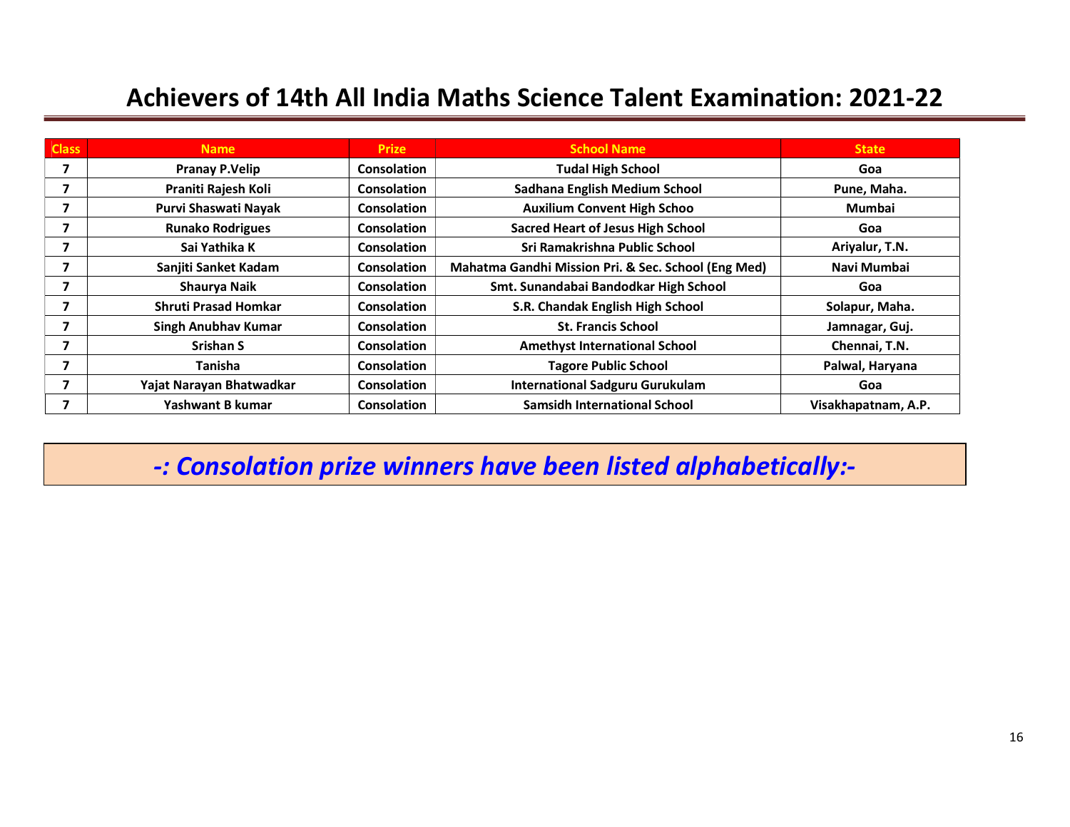# Achievers of 14th All India Maths Science Talent Examination: 2021-22

| Class | Name | Prize | School Name | State |
|---|---|---|---|---|
| 7 | Pranay P.Velip | Consolation | Tudal High School | Goa |
| 7 | Praniti Rajesh Koli | Consolation | Sadhana English Medium School | Pune, Maha. |
| 7 | Purvi Shaswati Nayak | Consolation | Auxilium Convent High Schoo | Mumbai |
| 7 | Runako Rodrigues | Consolation | Sacred Heart of Jesus High School | Goa |
| 7 | Sai Yathika K | Consolation | Sri Ramakrishna Public School | Ariyalur, T.N. |
| 7 | Sanjiti Sanket Kadam | Consolation | Mahatma Gandhi Mission Pri. & Sec. School (Eng Med) | Navi Mumbai |
| 7 | Shaurya Naik | Consolation | Smt. Sunandabai Bandodkar High School | Goa |
| 7 | Shruti Prasad Homkar | Consolation | S.R. Chandak English High School | Solapur, Maha. |
| 7 | Singh Anubhav Kumar | Consolation | St. Francis School | Jamnagar, Guj. |
| 7 | Srishan S | Consolation | Amethyst International School | Chennai, T.N. |
| 7 | Tanisha | Consolation | Tagore Public School | Palwal, Haryana |
| 7 | Yajat Narayan Bhatwadkar | Consolation | International Sadguru Gurukulam | Goa |
| 7 | Yashwant B kumar | Consolation | Samsidh International School | Visakhapatnam, A.P. |

***-: Consolation prize winners have been listed alphabetically:-***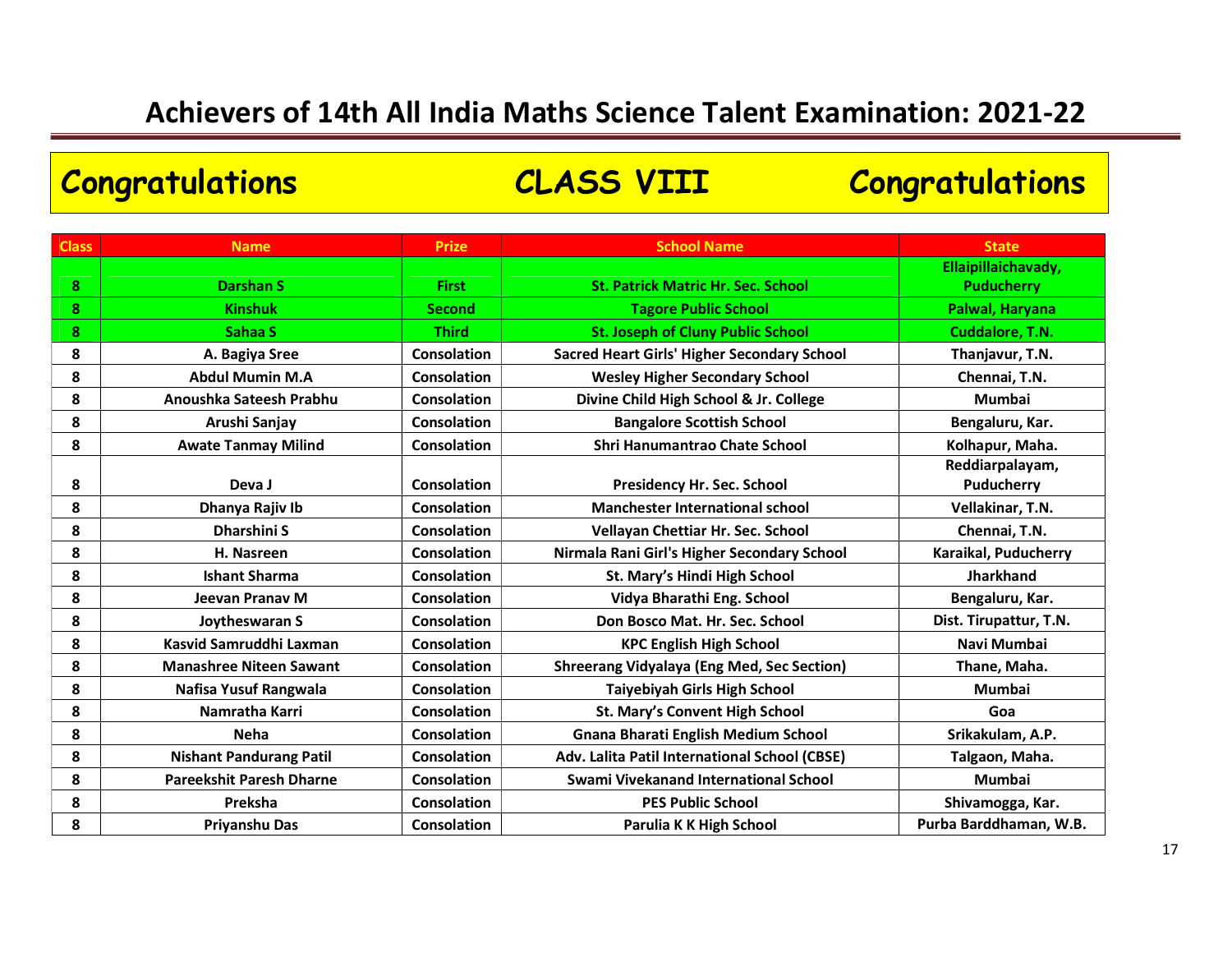# Achievers of 14th All India Maths Science Talent Examination: 2021-22

## Congratulations CLASS VIII Congratulations

| Class | Name | Prize | School Name | State |
|---|---|---|---|---|
| 8 | Darshan S | First | St. Patrick Matric Hr. Sec. School | Ellaipillaichavady, Puducherry |
| 8 | Kinshuk | Second | Tagore Public School | Palwal, Haryana |
| 8 | Sahaa S | Third | St. Joseph of Cluny Public School | Cuddalore, T.N. |
| 8 | A. Bagiya Sree | Consolation | Sacred Heart Girls' Higher Secondary School | Thanjavur, T.N. |
| 8 | Abdul Mumin M.A | Consolation | Wesley Higher Secondary School | Chennai, T.N. |
| 8 | Anoushka Sateesh Prabhu | Consolation | Divine Child High School & Jr. College | Mumbai |
| 8 | Arushi Sanjay | Consolation | Bangalore Scottish School | Bengaluru, Kar. |
| 8 | Awate Tanmay Milind | Consolation | Shri Hanumantrao Chate School | Kolhapur, Maha. |
| 8 | Deva J | Consolation | Presidency Hr. Sec. School | Reddiarpalayam, Puducherry |
| 8 | Dhanya Rajiv Ib | Consolation | Manchester International school | Vellakinar, T.N. |
| 8 | Dharshini S | Consolation | Vellayan Chettiar Hr. Sec. School | Chennai, T.N. |
| 8 | H. Nasreen | Consolation | Nirmala Rani Girl's Higher Secondary School | Karaikal, Puducherry |
| 8 | Ishant Sharma | Consolation | St. Mary's Hindi High School | Jharkhand |
| 8 | Jeevan Pranav M | Consolation | Vidya Bharathi Eng. School | Bengaluru, Kar. |
| 8 | Joytheswaran S | Consolation | Don Bosco Mat. Hr. Sec. School | Dist. Tirupattur, T.N. |
| 8 | Kasvid Samruddhi Laxman | Consolation | KPC English High School | Navi Mumbai |
| 8 | Manashree Niteen Sawant | Consolation | Shreerang Vidyalaya (Eng Med, Sec Section) | Thane, Maha. |
| 8 | Nafisa Yusuf Rangwala | Consolation | Taiyebiyah Girls High School | Mumbai |
| 8 | Namratha Karri | Consolation | St. Mary's Convent High School | Goa |
| 8 | Neha | Consolation | Gnana Bharati English Medium School | Srikakulam, A.P. |
| 8 | Nishant Pandurang Patil | Consolation | Adv. Lalita Patil International School (CBSE) | Talgaon, Maha. |
| 8 | Pareekshit Paresh Dharne | Consolation | Swami Vivekanand International School | Mumbai |
| 8 | Preksha | Consolation | PES Public School | Shivamogga, Kar. |
| 8 | Priyanshu Das | Consolation | Parulia K K High School | Purba Barddhaman, W.B. |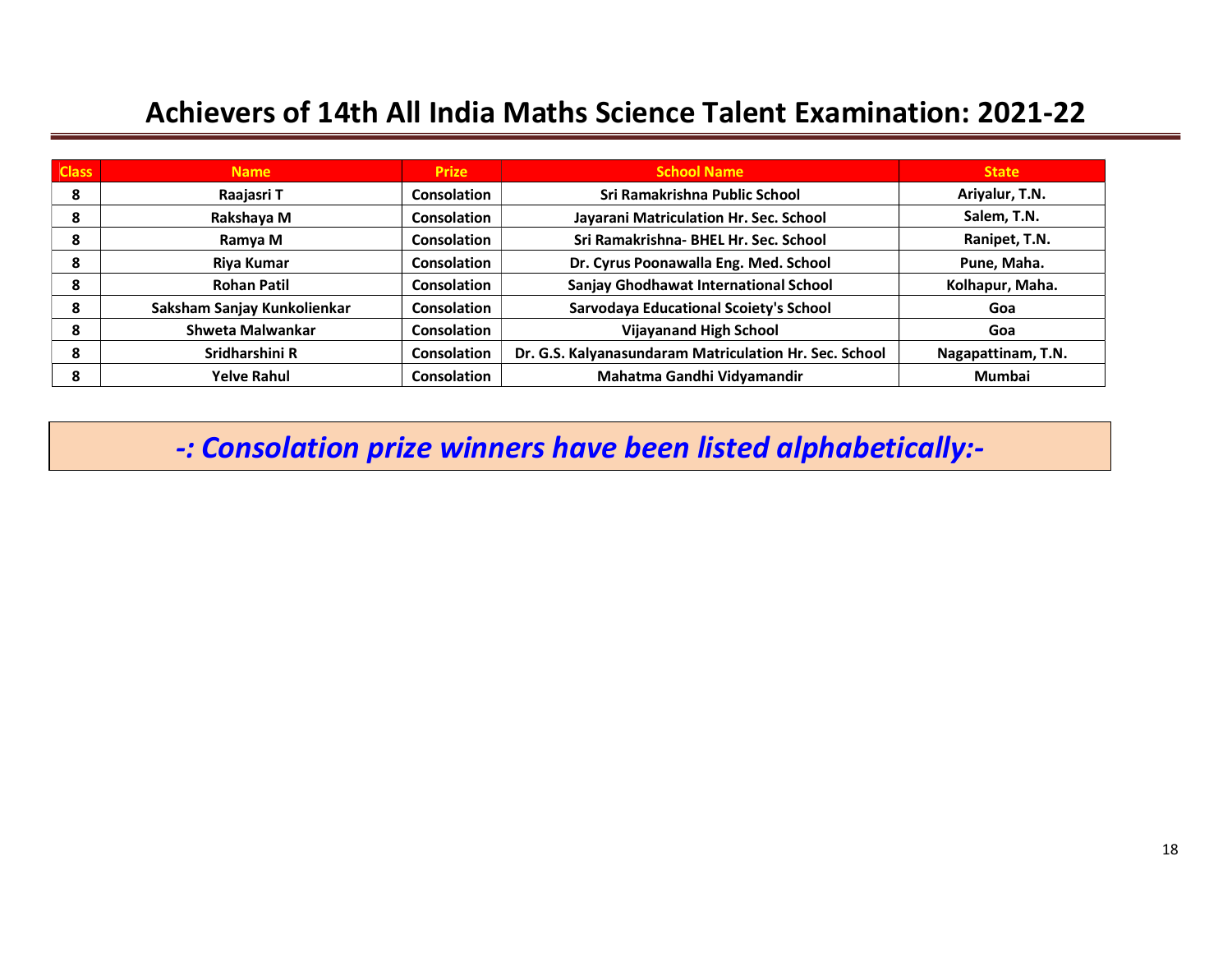# Achievers of 14th All India Maths Science Talent Examination: 2021-22

| Class | Name | Prize | School Name | State |
|---|---|---|---|---|
| 8 | Raajasri T | Consolation | Sri Ramakrishna Public School | Ariyalur, T.N. |
| 8 | Rakshaya M | Consolation | Jayarani Matriculation Hr. Sec. School | Salem, T.N. |
| 8 | Ramya M | Consolation | Sri Ramakrishna- BHEL Hr. Sec. School | Ranipet, T.N. |
| 8 | Riya Kumar | Consolation | Dr. Cyrus Poonawalla Eng. Med. School | Pune, Maha. |
| 8 | Rohan Patil | Consolation | Sanjay Ghodhawat International School | Kolhapur, Maha. |
| 8 | Saksham Sanjay Kunkolienkar | Consolation | Sarvodaya Educational Scoiety's School | Goa |
| 8 | Shweta Malwankar | Consolation | Vijayanand High School | Goa |
| 8 | Sridharshini R | Consolation | Dr. G.S. Kalyanasundaram Matriculation Hr. Sec. School | Nagapattinam, T.N. |
| 8 | Yelve Rahul | Consolation | Mahatma Gandhi Vidyamandir | Mumbai |

***-: Consolation prize winners have been listed alphabetically:-***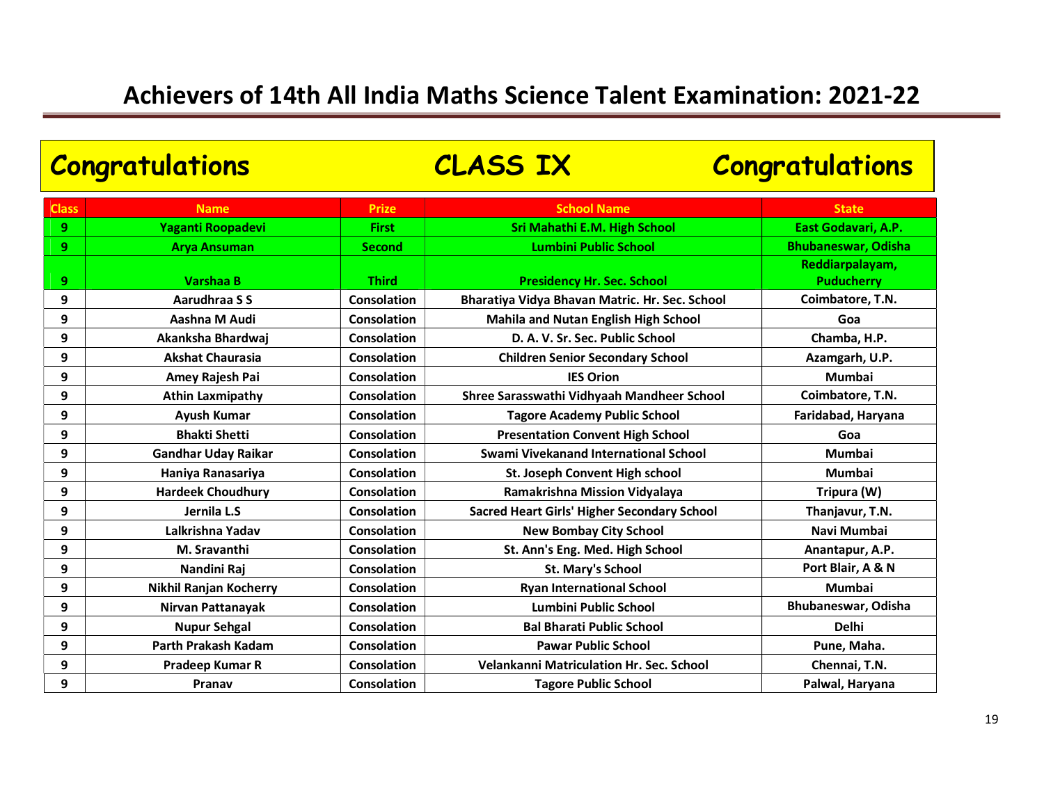# Achievers of 14th All India Maths Science Talent Examination: 2021-22

## Congratulations CLASS IX Congratulations

| Class | Name | Prize | School Name | State |
|---|---|---|---|---|
| 9 | Yaganti Roopadevi | First | Sri Mahathi E.M. High School | East Godavari, A.P. |
| 9 | Arya Ansuman | Second | Lumbini Public School | Bhubaneswar, Odisha |
| 9 | Varshaa B | Third | Presidency Hr. Sec. School | Reddiarpalayam, Puducherry |
| 9 | Aarudhraa S S | Consolation | Bharatiya Vidya Bhavan Matric. Hr. Sec. School | Coimbatore, T.N. |
| 9 | Aashna M Audi | Consolation | Mahila and Nutan English High School | Goa |
| 9 | Akanksha Bhardwaj | Consolation | D. A. V. Sr. Sec. Public School | Chamba, H.P. |
| 9 | Akshat Chaurasia | Consolation | Children Senior Secondary School | Azamgarh, U.P. |
| 9 | Amey Rajesh Pai | Consolation | IES Orion | Mumbai |
| 9 | Athin Laxmipathy | Consolation | Shree Sarasswathi Vidhyaah Mandheer School | Coimbatore, T.N. |
| 9 | Ayush Kumar | Consolation | Tagore Academy Public School | Faridabad, Haryana |
| 9 | Bhakti Shetti | Consolation | Presentation Convent High School | Goa |
| 9 | Gandhar Uday Raikar | Consolation | Swami Vivekanand International School | Mumbai |
| 9 | Haniya Ranasariya | Consolation | St. Joseph Convent High school | Mumbai |
| 9 | Hardeek Choudhury | Consolation | Ramakrishna Mission Vidyalaya | Tripura (W) |
| 9 | Jernila L.S | Consolation | Sacred Heart Girls' Higher Secondary School | Thanjavur, T.N. |
| 9 | Lalkrishna Yadav | Consolation | New Bombay City School | Navi Mumbai |
| 9 | M. Sravanthi | Consolation | St. Ann's Eng. Med. High School | Anantapur, A.P. |
| 9 | Nandini Raj | Consolation | St. Mary's School | Port Blair, A & N |
| 9 | Nikhil Ranjan Kocherry | Consolation | Ryan International School | Mumbai |
| 9 | Nirvan Pattanayak | Consolation | Lumbini Public School | Bhubaneswar, Odisha |
| 9 | Nupur Sehgal | Consolation | Bal Bharati Public School | Delhi |
| 9 | Parth Prakash Kadam | Consolation | Pawar Public School | Pune, Maha. |
| 9 | Pradeep Kumar R | Consolation | Velankanni Matriculation Hr. Sec. School | Chennai, T.N. |
| 9 | Pranav | Consolation | Tagore Public School | Palwal, Haryana |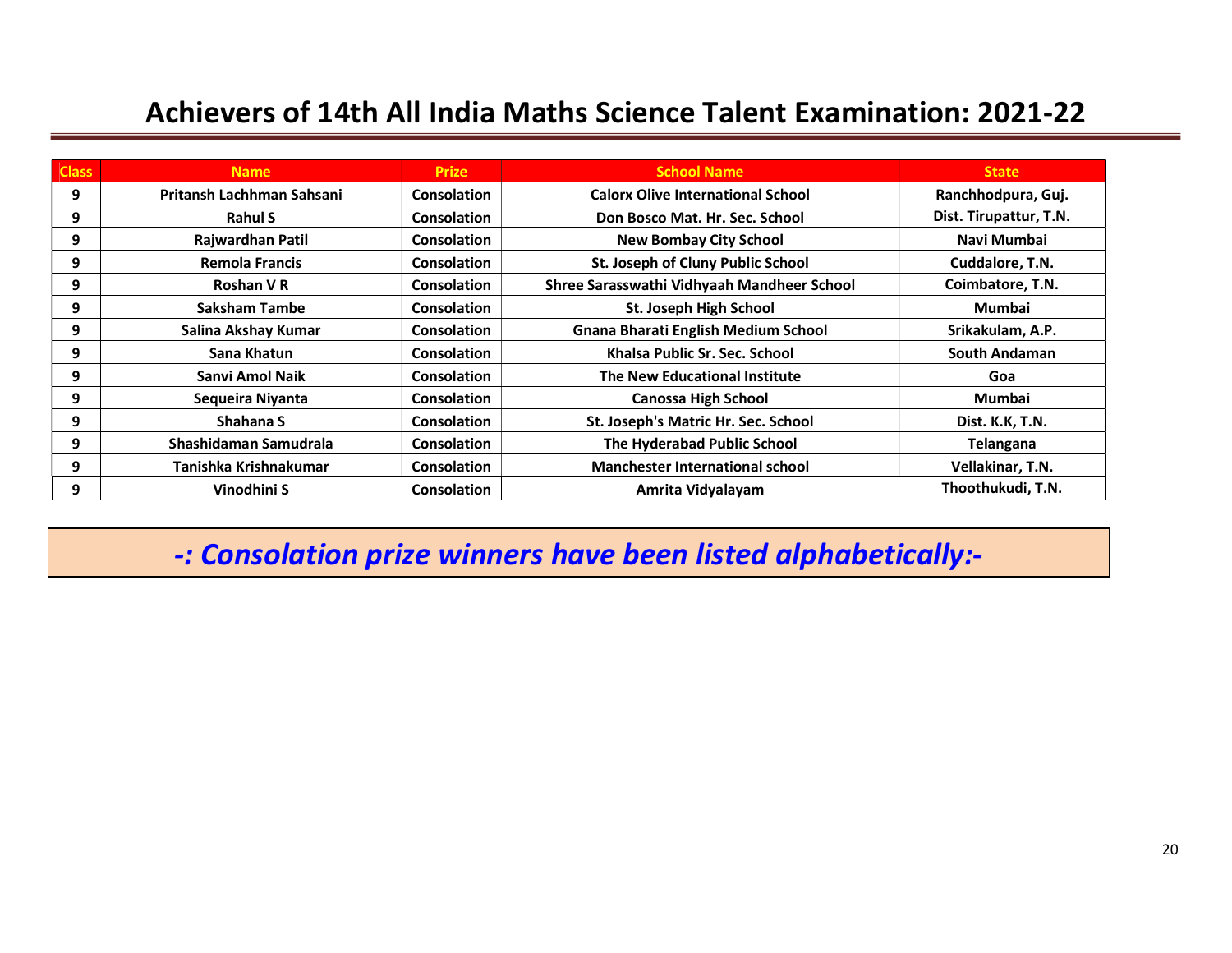# Achievers of 14th All India Maths Science Talent Examination: 2021-22

| Class | Name | Prize | School Name | State |
|---|---|---|---|---|
| 9 | Pritansh Lachhman Sahsani | Consolation | Calorx Olive International School | Ranchhodpura, Guj. |
| 9 | Rahul S | Consolation | Don Bosco Mat. Hr. Sec. School | Dist. Tirupattur, T.N. |
| 9 | Rajwardhan Patil | Consolation | New Bombay City School | Navi Mumbai |
| 9 | Remola Francis | Consolation | St. Joseph of Cluny Public School | Cuddalore, T.N. |
| 9 | Roshan V R | Consolation | Shree Sarasswathi Vidhyaah Mandheer School | Coimbatore, T.N. |
| 9 | Saksham Tambe | Consolation | St. Joseph High School | Mumbai |
| 9 | Salina Akshay Kumar | Consolation | Gnana Bharati English Medium School | Srikakulam, A.P. |
| 9 | Sana Khatun | Consolation | Khalsa Public Sr. Sec. School | South Andaman |
| 9 | Sanvi Amol Naik | Consolation | The New Educational Institute | Goa |
| 9 | Sequeira Niyanta | Consolation | Canossa High School | Mumbai |
| 9 | Shahana S | Consolation | St. Joseph's Matric Hr. Sec. School | Dist. K.K, T.N. |
| 9 | Shashidaman Samudrala | Consolation | The Hyderabad Public School | Telangana |
| 9 | Tanishka Krishnakumar | Consolation | Manchester International school | Vellakinar, T.N. |
| 9 | Vinodhini S | Consolation | Amrita Vidyalayam | Thoothukudi, T.N. |

***-: Consolation prize winners have been listed alphabetically:-***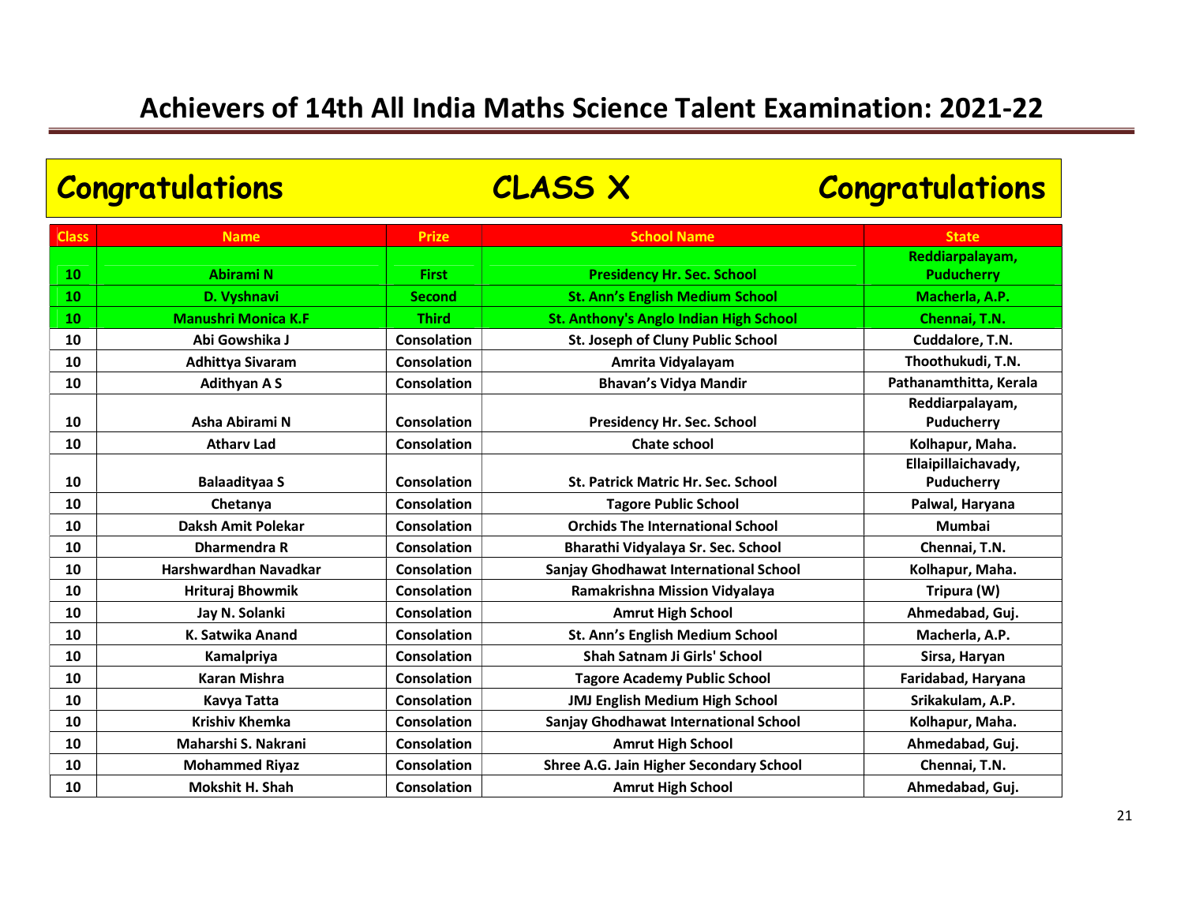# Achievers of 14th All India Maths Science Talent Examination: 2021-22

## Congratulations CLASS X Congratulations

| Class | Name | Prize | School Name | State |
|---|---|---|---|---|
| 10 | Abirami N | First | Presidency Hr. Sec. School | Reddiarpalayam, Puducherry |
| 10 | D. Vyshnavi | Second | St. Ann's English Medium School | Macherla, A.P. |
| 10 | Manushri Monica K.F | Third | St. Anthony's Anglo Indian High School | Chennai, T.N. |
| 10 | Abi Gowshika J | Consolation | St. Joseph of Cluny Public School | Cuddalore, T.N. |
| 10 | Adhittya Sivaram | Consolation | Amrita Vidyalayam | Thoothukudi, T.N. |
| 10 | Adithyan A S | Consolation | Bhavan's Vidya Mandir | Pathanamthitta, Kerala |
| 10 | Asha Abirami N | Consolation | Presidency Hr. Sec. School | Reddiarpalayam, Puducherry |
| 10 | Atharv Lad | Consolation | Chate school | Kolhapur, Maha. |
| 10 | Balaadityaa S | Consolation | St. Patrick Matric Hr. Sec. School | Ellaipillaichavady, Puducherry |
| 10 | Chetanya | Consolation | Tagore Public School | Palwal, Haryana |
| 10 | Daksh Amit Polekar | Consolation | Orchids The International School | Mumbai |
| 10 | Dharmendra R | Consolation | Bharathi Vidyalaya Sr. Sec. School | Chennai, T.N. |
| 10 | Harshwardhan Navadkar | Consolation | Sanjay Ghodhawat International School | Kolhapur, Maha. |
| 10 | Hrituraj Bhowmik | Consolation | Ramakrishna Mission Vidyalaya | Tripura (W) |
| 10 | Jay N. Solanki | Consolation | Amrut High School | Ahmedabad, Guj. |
| 10 | K. Satwika Anand | Consolation | St. Ann's English Medium School | Macherla, A.P. |
| 10 | Kamalpriya | Consolation | Shah Satnam Ji Girls' School | Sirsa, Haryan |
| 10 | Karan Mishra | Consolation | Tagore Academy Public School | Faridabad, Haryana |
| 10 | Kavya Tatta | Consolation | JMJ English Medium High School | Srikakulam, A.P. |
| 10 | Krishiv Khemka | Consolation | Sanjay Ghodhawat International School | Kolhapur, Maha. |
| 10 | Maharshi S. Nakrani | Consolation | Amrut High School | Ahmedabad, Guj. |
| 10 | Mohammed Riyaz | Consolation | Shree A.G. Jain Higher Secondary School | Chennai, T.N. |
| 10 | Mokshit H. Shah | Consolation | Amrut High School | Ahmedabad, Guj. |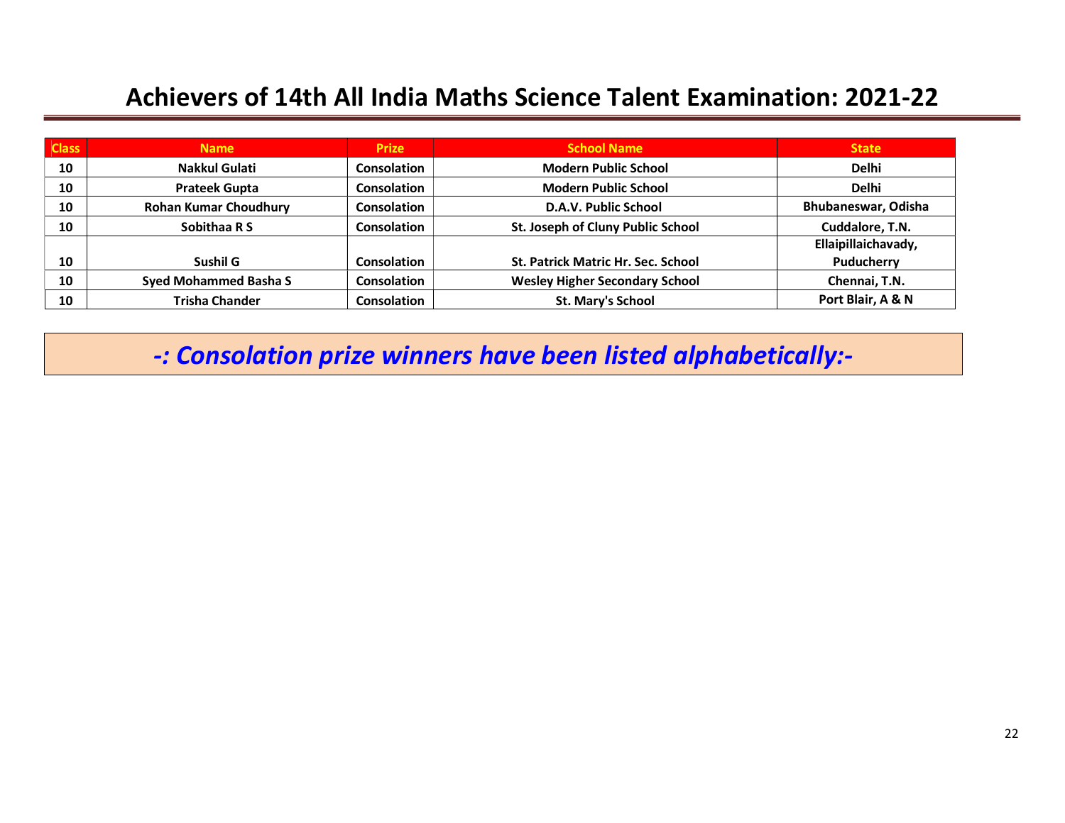# Achievers of 14th All India Maths Science Talent Examination: 2021-22

| Class | Name | Prize | School Name | State |
|---|---|---|---|---|
| 10 | Nakkul Gulati | Consolation | Modern Public School | Delhi |
| 10 | Prateek Gupta | Consolation | Modern Public School | Delhi |
| 10 | Rohan Kumar Choudhury | Consolation | D.A.V. Public School | Bhubaneswar, Odisha |
| 10 | Sobithaa R S | Consolation | St. Joseph of Cluny Public School | Cuddalore, T.N. |
| 10 | Sushil G | Consolation | St. Patrick Matric Hr. Sec. School | Ellaipillaichavady, Puducherry |
| 10 | Syed Mohammed Basha S | Consolation | Wesley Higher Secondary School | Chennai, T.N. |
| 10 | Trisha Chander | Consolation | St. Mary's School | Port Blair, A & N |

***-: Consolation prize winners have been listed alphabetically:-***